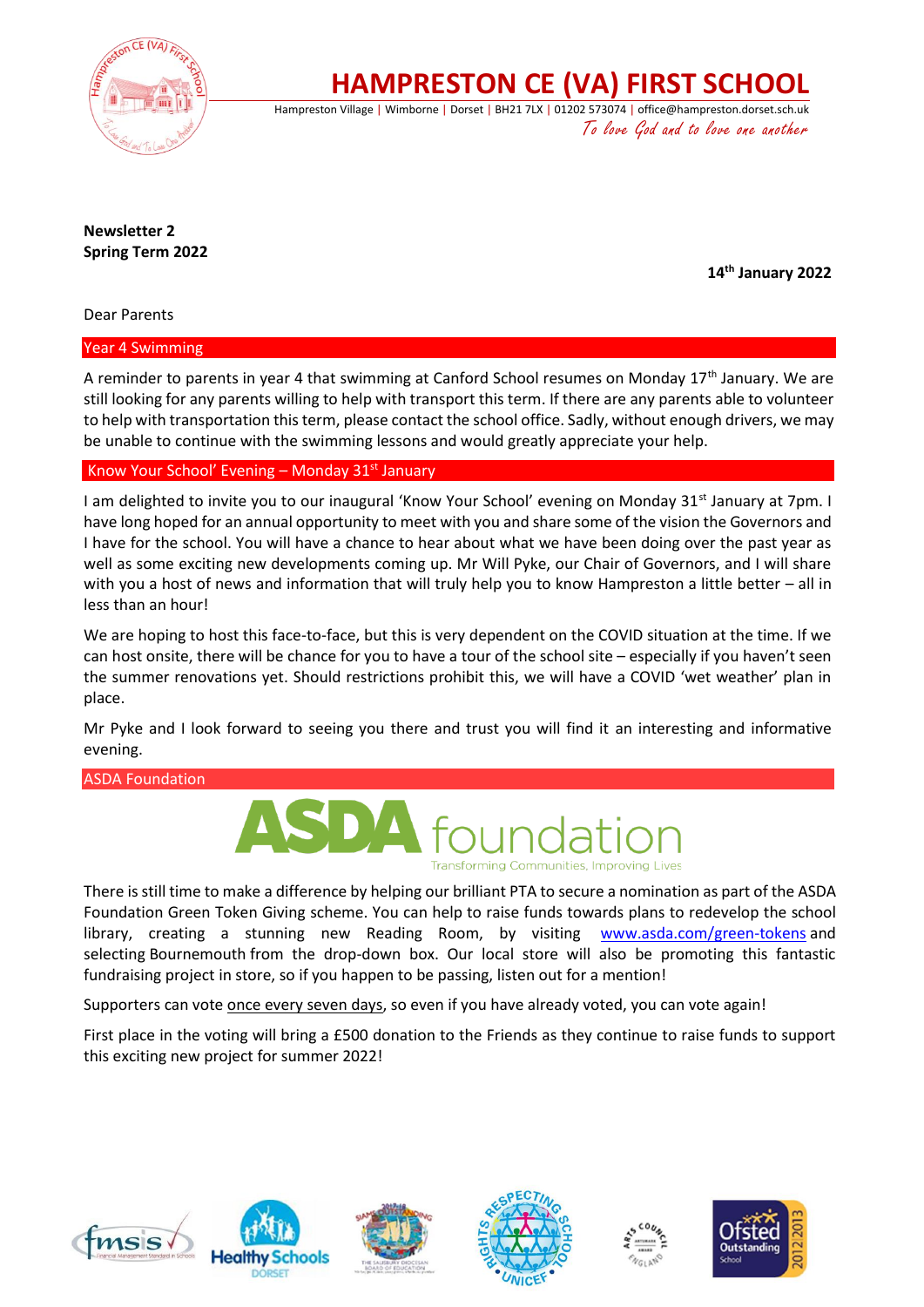# HAMPRESTON CE (VA) FIRST SCHOOL

Hampreston Village | Wimborne | Dorset | BH21 7LX | 01202 573074 | office@hampreston.dorset.sch.uk

*To love God and to love one another*

**Newsletter 2**
**Spring Term 2022**

**14th January 2022**

Dear Parents

## Year 4 Swimming

A reminder to parents in year 4 that swimming at Canford School resumes on Monday 17th January. We are still looking for any parents willing to help with transport this term. If there are any parents able to volunteer to help with transportation this term, please contact the school office. Sadly, without enough drivers, we may be unable to continue with the swimming lessons and would greatly appreciate your help.

## Know Your School' Evening – Monday 31st January

I am delighted to invite you to our inaugural 'Know Your School' evening on Monday 31st January at 7pm. I have long hoped for an annual opportunity to meet with you and share some of the vision the Governors and I have for the school. You will have a chance to hear about what we have been doing over the past year as well as some exciting new developments coming up. Mr Will Pyke, our Chair of Governors, and I will share with you a host of news and information that will truly help you to know Hampreston a little better – all in less than an hour!

We are hoping to host this face-to-face, but this is very dependent on the COVID situation at the time. If we can host onsite, there will be chance for you to have a tour of the school site – especially if you haven't seen the summer renovations yet. Should restrictions prohibit this, we will have a COVID 'wet weather' plan in place.

Mr Pyke and I look forward to seeing you there and trust you will find it an interesting and informative evening.

## ASDA Foundation

ASDA foundation – Transforming Communities, Improving Lives

There is still time to make a difference by helping our brilliant PTA to secure a nomination as part of the ASDA Foundation Green Token Giving scheme. You can help to raise funds towards plans to redevelop the school library, creating a stunning new Reading Room, by visiting www.asda.com/green-tokens and selecting Bournemouth from the drop-down box. Our local store will also be promoting this fantastic fundraising project in store, so if you happen to be passing, listen out for a mention!

Supporters can vote once every seven days, so even if you have already voted, you can vote again!

First place in the voting will bring a £500 donation to the Friends as they continue to raise funds to support this exciting new project for summer 2022!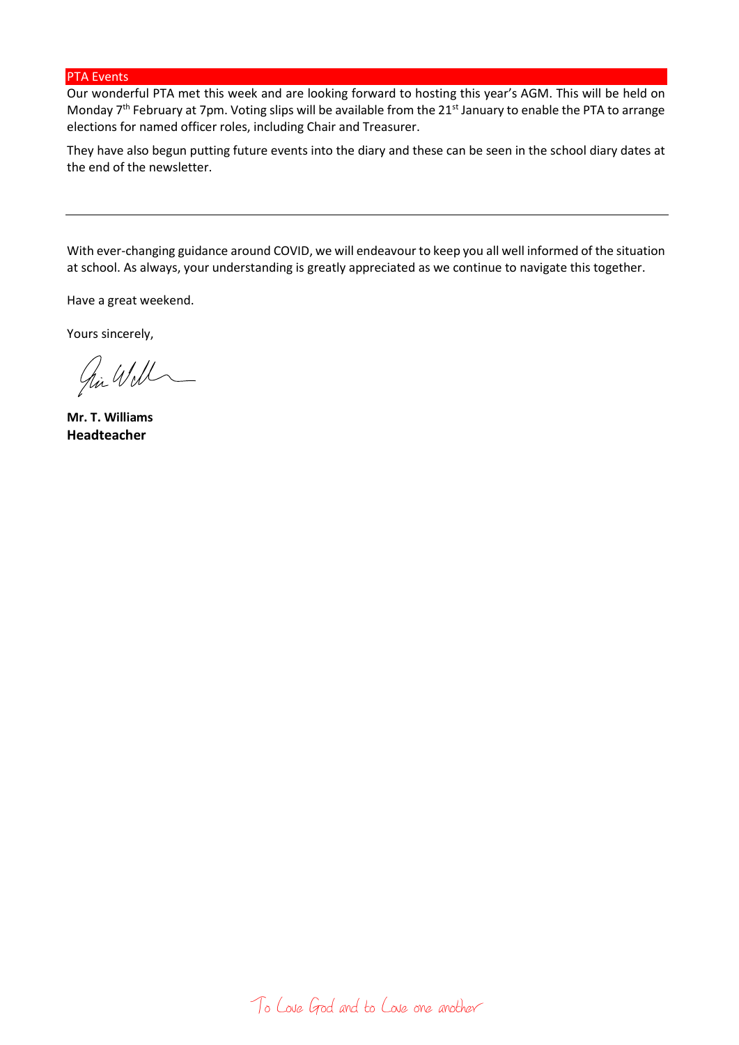## PTA Events

Our wonderful PTA met this week and are looking forward to hosting this year's AGM. This will be held on Monday 7th February at 7pm. Voting slips will be available from the 21st January to enable the PTA to arrange elections for named officer roles, including Chair and Treasurer.

They have also begun putting future events into the diary and these can be seen in the school diary dates at the end of the newsletter.

---

With ever-changing guidance around COVID, we will endeavour to keep you all well informed of the situation at school. As always, your understanding is greatly appreciated as we continue to navigate this together.

Have a great weekend.

Yours sincerely,

**Mr. T. Williams**
**Headteacher**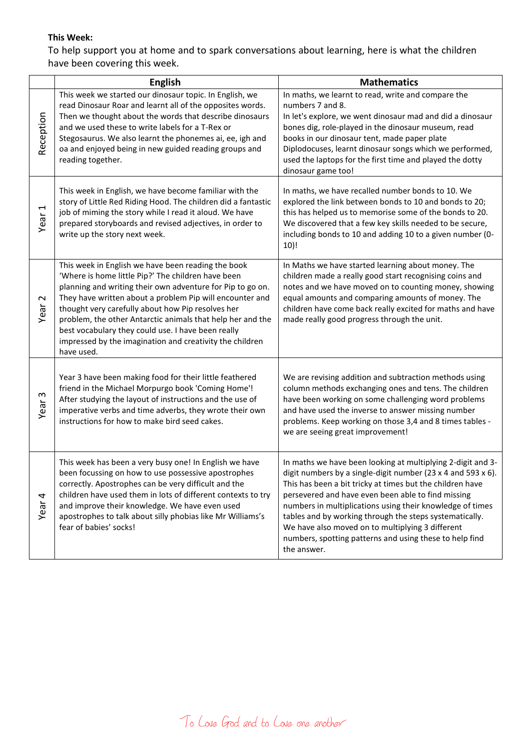**This Week:**

To help support you at home and to spark conversations about learning, here is what the children have been covering this week.

| | English | Mathematics |
|---|---|---|
| Reception | This week we started our dinosaur topic. In English, we read Dinosaur Roar and learnt all of the opposites words. Then we thought about the words that describe dinosaurs and we used these to write labels for a T-Rex or Stegosaurus. We also learnt the phonemes ai, ee, igh and oa and enjoyed being in new guided reading groups and reading together. | In maths, we learnt to read, write and compare the numbers 7 and 8. In let's explore, we went dinosaur mad and did a dinosaur bones dig, role-played in the dinosaur museum, read books in our dinosaur tent, made paper plate Diplodocuses, learnt dinosaur songs which we performed, used the laptops for the first time and played the dotty dinosaur game too! |
| Year 1 | This week in English, we have become familiar with the story of Little Red Riding Hood. The children did a fantastic job of miming the story while I read it aloud. We have prepared storyboards and revised adjectives, in order to write up the story next week. | In maths, we have recalled number bonds to 10. We explored the link between bonds to 10 and bonds to 20; this has helped us to memorise some of the bonds to 20. We discovered that a few key skills needed to be secure, including bonds to 10 and adding 10 to a given number (0-10)! |
| Year 2 | This week in English we have been reading the book 'Where is home little Pip?' The children have been planning and writing their own adventure for Pip to go on. They have written about a problem Pip will encounter and thought very carefully about how Pip resolves her problem, the other Antarctic animals that help her and the best vocabulary they could use. I have been really impressed by the imagination and creativity the children have used. | In Maths we have started learning about money. The children made a really good start recognising coins and notes and we have moved on to counting money, showing equal amounts and comparing amounts of money. The children have come back really excited for maths and have made really good progress through the unit. |
| Year 3 | Year 3 have been making food for their little feathered friend in the Michael Morpurgo book 'Coming Home'! After studying the layout of instructions and the use of imperative verbs and time adverbs, they wrote their own instructions for how to make bird seed cakes. | We are revising addition and subtraction methods using column methods exchanging ones and tens. The children have been working on some challenging word problems and have used the inverse to answer missing number problems. Keep working on those 3,4 and 8 times tables - we are seeing great improvement! |
| Year 4 | This week has been a very busy one! In English we have been focussing on how to use possessive apostrophes correctly. Apostrophes can be very difficult and the children have used them in lots of different contexts to try and improve their knowledge. We have even used apostrophes to talk about silly phobias like Mr Williams's fear of babies' socks! | In maths we have been looking at multiplying 2-digit and 3-digit numbers by a single-digit number (23 x 4 and 593 x 6). This has been a bit tricky at times but the children have persevered and have even been able to find missing numbers in multiplications using their knowledge of times tables and by working through the steps systematically. We have also moved on to multiplying 3 different numbers, spotting patterns and using these to help find the answer. |

To Love God and to Love one another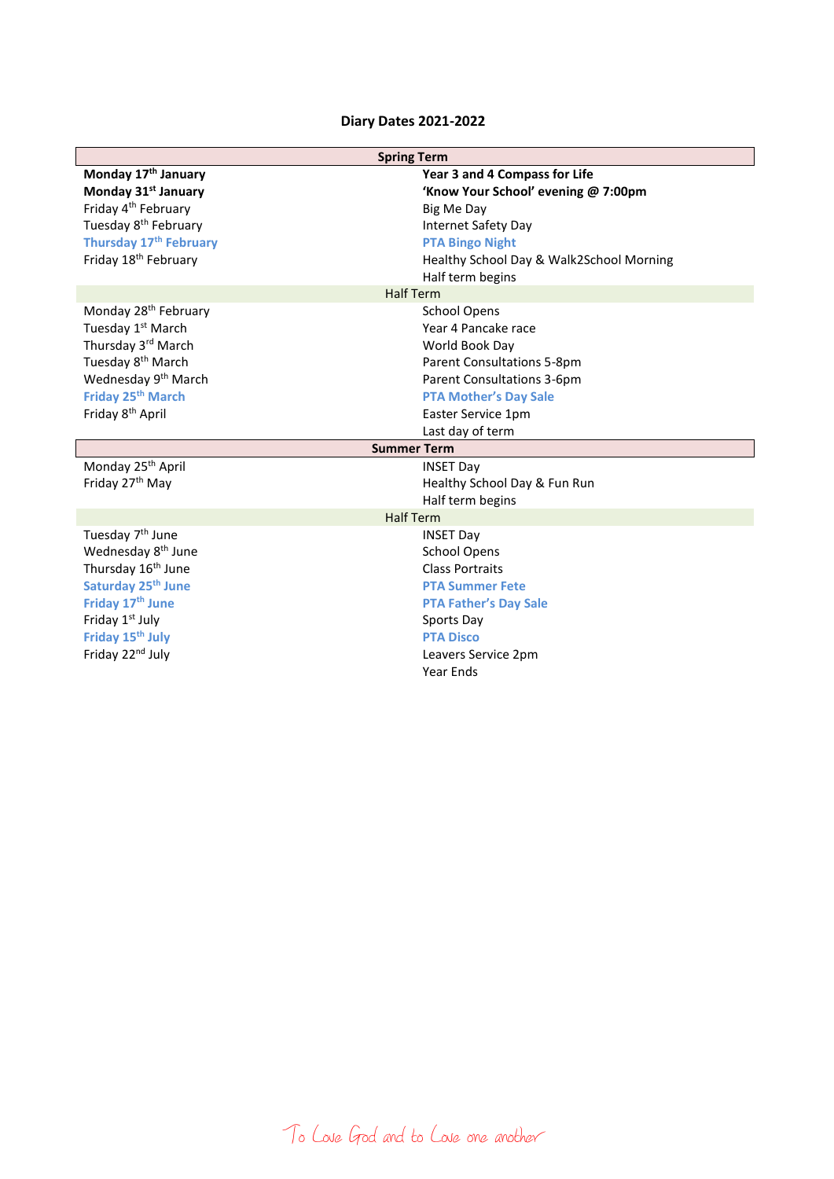**Diary Dates 2021-2022**

| | |
|---|---|
| **Spring Term** | |
| **Monday 17th January** | **Year 3 and 4 Compass for Life** |
| **Monday 31st January** | **'Know Your School' evening @ 7:00pm** |
| Friday 4th February | Big Me Day |
| Tuesday 8th February | Internet Safety Day |
| **Thursday 17th February** | **PTA Bingo Night** |
| Friday 18th February | Healthy School Day & Walk2School Morning |
| | Half term begins |
| Half Term | |
| Monday 28th February | School Opens |
| Tuesday 1st March | Year 4 Pancake race |
| Thursday 3rd March | World Book Day |
| Tuesday 8th March | Parent Consultations 5-8pm |
| Wednesday 9th March | Parent Consultations 3-6pm |
| **Friday 25th March** | **PTA Mother's Day Sale** |
| Friday 8th April | Easter Service 1pm |
| | Last day of term |
| **Summer Term** | |
| Monday 25th April | INSET Day |
| Friday 27th May | Healthy School Day & Fun Run |
| | Half term begins |
| Half Term | |
| Tuesday 7th June | INSET Day |
| Wednesday 8th June | School Opens |
| Thursday 16th June | Class Portraits |
| **Saturday 25th June** | **PTA Summer Fete** |
| **Friday 17th June** | **PTA Father's Day Sale** |
| Friday 1st July | Sports Day |
| **Friday 15th July** | **PTA Disco** |
| Friday 22nd July | Leavers Service 2pm |
| | Year Ends |

To Love God and to Love one another